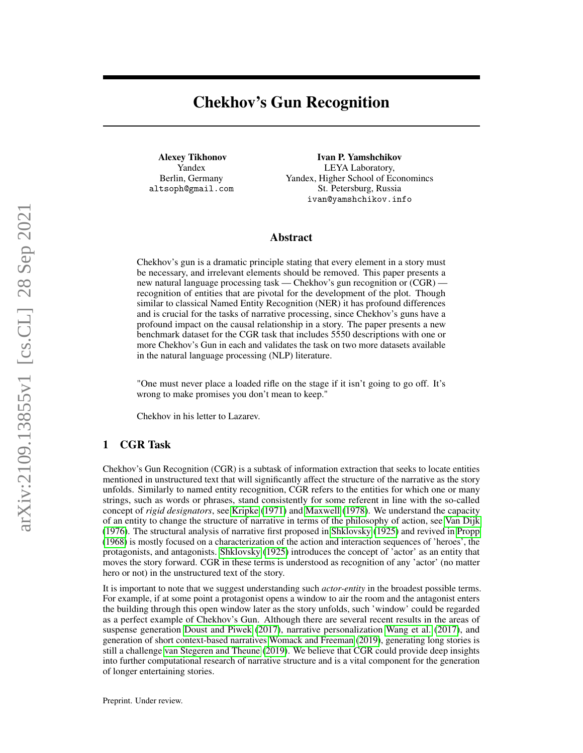# Chekhov's Gun Recognition

**Alexey Tikhonov**
Yandex
Berlin, Germany
altsoph@gmail.com

**Ivan P. Yamshchikov**
LEYA Laboratory,
Yandex, Higher School of Economincs
St. Petersburg, Russia
ivan@yamshchikov.info

## Abstract

Chekhov's gun is a dramatic principle stating that every element in a story must be necessary, and irrelevant elements should be removed. This paper presents a new natural language processing task — Chekhov's gun recognition or (CGR) — recognition of entities that are pivotal for the development of the plot. Though similar to classical Named Entity Recognition (NER) it has profound differences and is crucial for the tasks of narrative processing, since Chekhov's guns have a profound impact on the causal relationship in a story. The paper presents a new benchmark dataset for the CGR task that includes 5550 descriptions with one or more Chekhov's Gun in each and validates the task on two more datasets available in the natural language processing (NLP) literature.

"One must never place a loaded rifle on the stage if it isn't going to go off. It's wrong to make promises you don't mean to keep."

Chekhov in his letter to Lazarev.

## 1 CGR Task

Chekhov's Gun Recognition (CGR) is a subtask of information extraction that seeks to locate entities mentioned in unstructured text that will significantly affect the structure of the narrative as the story unfolds. Similarly to named entity recognition, CGR refers to the entities for which one or many strings, such as words or phrases, stand consistently for some referent in line with the so-called concept of *rigid designators*, see Kripke (1971) and Maxwell (1978). We understand the capacity of an entity to change the structure of narrative in terms of the philosophy of action, see Van Dijk (1976). The structural analysis of narrative first proposed in Shklovsky (1925) and revived in Propp (1968) is mostly focused on a characterization of the action and interaction sequences of 'heroes', the protagonists, and antagonists. Shklovsky (1925) introduces the concept of 'actor' as an entity that moves the story forward. CGR in these terms is understood as recognition of any 'actor' (no matter hero or not) in the unstructured text of the story.

It is important to note that we suggest understanding such *actor-entity* in the broadest possible terms. For example, if at some point a protagonist opens a window to air the room and the antagonist enters the building through this open window later as the story unfolds, such 'window' could be regarded as a perfect example of Chekhov's Gun. Although there are several recent results in the areas of suspense generation Doust and Piwek (2017), narrative personalization Wang et al. (2017), and generation of short context-based narratives Womack and Freeman (2019), generating long stories is still a challenge van Stegeren and Theune (2019). We believe that CGR could provide deep insights into further computational research of narrative structure and is a vital component for the generation of longer entertaining stories.

Preprint. Under review.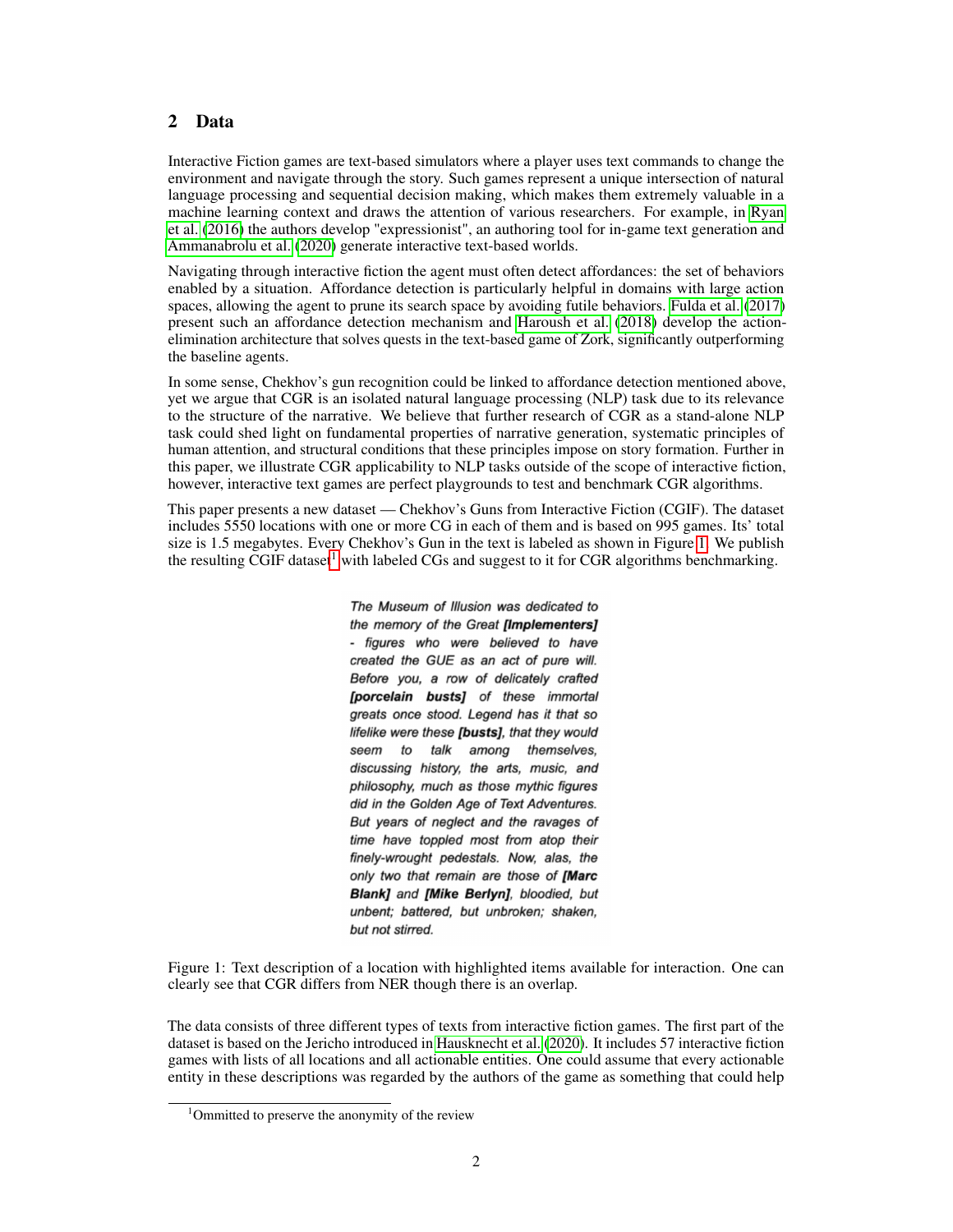## 2 Data

Interactive Fiction games are text-based simulators where a player uses text commands to change the environment and navigate through the story. Such games represent a unique intersection of natural language processing and sequential decision making, which makes them extremely valuable in a machine learning context and draws the attention of various researchers. For example, in Ryan et al. (2016) the authors develop "expressionist", an authoring tool for in-game text generation and Ammanabrolu et al. (2020) generate interactive text-based worlds.

Navigating through interactive fiction the agent must often detect affordances: the set of behaviors enabled by a situation. Affordance detection is particularly helpful in domains with large action spaces, allowing the agent to prune its search space by avoiding futile behaviors. Fulda et al. (2017) present such an affordance detection mechanism and Haroush et al. (2018) develop the action-elimination architecture that solves quests in the text-based game of Zork, significantly outperforming the baseline agents.

In some sense, Chekhov's gun recognition could be linked to affordance detection mentioned above, yet we argue that CGR is an isolated natural language processing (NLP) task due to its relevance to the structure of the narrative. We believe that further research of CGR as a stand-alone NLP task could shed light on fundamental properties of narrative generation, systematic principles of human attention, and structural conditions that these principles impose on story formation. Further in this paper, we illustrate CGR applicability to NLP tasks outside of the scope of interactive fiction, however, interactive text games are perfect playgrounds to test and benchmark CGR algorithms.

This paper presents a new dataset — Chekhov's Guns from Interactive Fiction (CGIF). The dataset includes 5550 locations with one or more CG in each of them and is based on 995 games. Its' total size is 1.5 megabytes. Every Chekhov's Gun in the text is labeled as shown in Figure 1. We publish the resulting CGIF dataset[1] with labeled CGs and suggest to it for CGR algorithms benchmarking.

*The Museum of Illusion was dedicated to the memory of the Great **[Implementers]** - figures who were believed to have created the GUE as an act of pure will. Before you, a row of delicately crafted **[porcelain busts]** of these immortal greats once stood. Legend has it that so lifelike were these **[busts]**, that they would seem to talk among themselves, discussing history, the arts, music, and philosophy, much as those mythic figures did in the Golden Age of Text Adventures. But years of neglect and the ravages of time have toppled most from atop their finely-wrought pedestals. Now, alas, the only two that remain are those of **[Marc Blank]** and **[Mike Berlyn]**, bloodied, but unbent; battered, but unbroken; shaken, but not stirred.*

Figure 1: Text description of a location with highlighted items available for interaction. One can clearly see that CGR differs from NER though there is an overlap.

The data consists of three different types of texts from interactive fiction games. The first part of the dataset is based on the Jericho introduced in Hausknecht et al. (2020). It includes 57 interactive fiction games with lists of all locations and all actionable entities. One could assume that every actionable entity in these descriptions was regarded by the authors of the game as something that could help

[1] Ommitted to preserve the anonymity of the review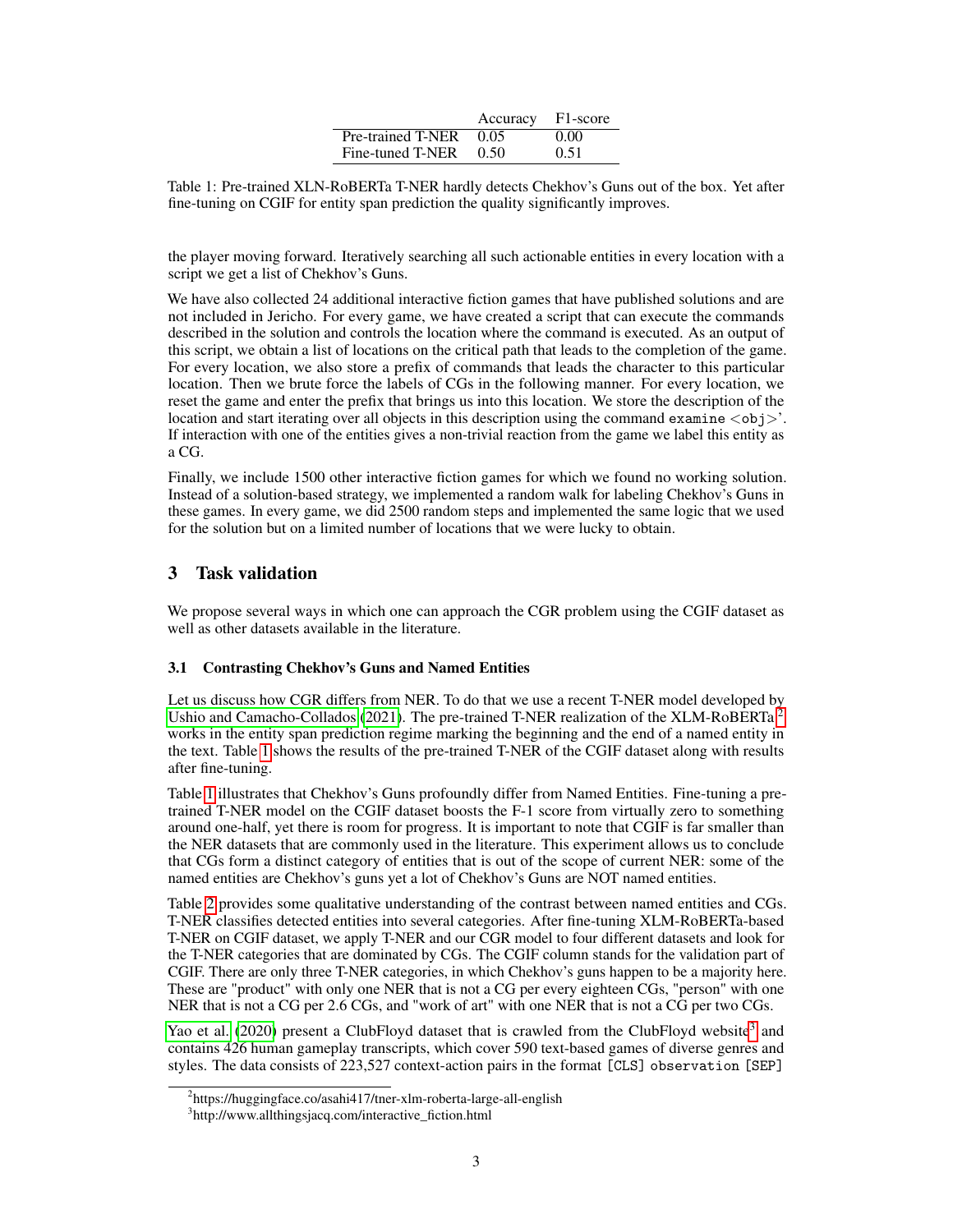| | Accuracy | F1-score |
|---|---|---|
| Pre-trained T-NER | 0.05 | 0.00 |
| Fine-tuned T-NER | 0.50 | 0.51 |

Table 1: Pre-trained XLN-RoBERTa T-NER hardly detects Chekhov's Guns out of the box. Yet after fine-tuning on CGIF for entity span prediction the quality significantly improves.

the player moving forward. Iteratively searching all such actionable entities in every location with a script we get a list of Chekhov's Guns.

We have also collected 24 additional interactive fiction games that have published solutions and are not included in Jericho. For every game, we have created a script that can execute the commands described in the solution and controls the location where the command is executed. As an output of this script, we obtain a list of locations on the critical path that leads to the completion of the game. For every location, we also store a prefix of commands that leads the character to this particular location. Then we brute force the labels of CGs in the following manner. For every location, we reset the game and enter the prefix that brings us into this location. We store the description of the location and start iterating over all objects in this description using the command `examine <obj>`. If interaction with one of the entities gives a non-trivial reaction from the game we label this entity as a CG.

Finally, we include 1500 other interactive fiction games for which we found no working solution. Instead of a solution-based strategy, we implemented a random walk for labeling Chekhov's Guns in these games. In every game, we did 2500 random steps and implemented the same logic that we used for the solution but on a limited number of locations that we were lucky to obtain.

## 3 Task validation

We propose several ways in which one can approach the CGR problem using the CGIF dataset as well as other datasets available in the literature.

### 3.1 Contrasting Chekhov's Guns and Named Entities

Let us discuss how CGR differs from NER. To do that we use a recent T-NER model developed by Ushio and Camacho-Collados (2021). The pre-trained T-NER realization of the XLM-RoBERTa[2] works in the entity span prediction regime marking the beginning and the end of a named entity in the text. Table 1 shows the results of the pre-trained T-NER of the CGIF dataset along with results after fine-tuning.

Table 1 illustrates that Chekhov's Guns profoundly differ from Named Entities. Fine-tuning a pre-trained T-NER model on the CGIF dataset boosts the F-1 score from virtually zero to something around one-half, yet there is room for progress. It is important to note that CGIF is far smaller than the NER datasets that are commonly used in the literature. This experiment allows us to conclude that CGs form a distinct category of entities that is out of the scope of current NER: some of the named entities are Chekhov's guns yet a lot of Chekhov's Guns are NOT named entities.

Table 2 provides some qualitative understanding of the contrast between named entities and CGs. T-NER classifies detected entities into several categories. After fine-tuning XLM-RoBERTa-based T-NER on CGIF dataset, we apply T-NER and our CGR model to four different datasets and look for the T-NER categories that are dominated by CGs. The CGIF column stands for the validation part of CGIF. There are only three T-NER categories, in which Chekhov's guns happen to be a majority here. These are "product" with only one NER that is not a CG per every eighteen CGs, "person" with one NER that is not a CG per 2.6 CGs, and "work of art" with one NER that is not a CG per two CGs.

Yao et al. (2020) present a ClubFloyd dataset that is crawled from the ClubFloyd website[3] and contains 426 human gameplay transcripts, which cover 590 text-based games of diverse genres and styles. The data consists of 223,527 context-action pairs in the format `[CLS] observation [SEP]`

[2] https://huggingface.co/asahi417/tner-xlm-roberta-large-all-english

[3] http://www.allthingsjacq.com/interactive_fiction.html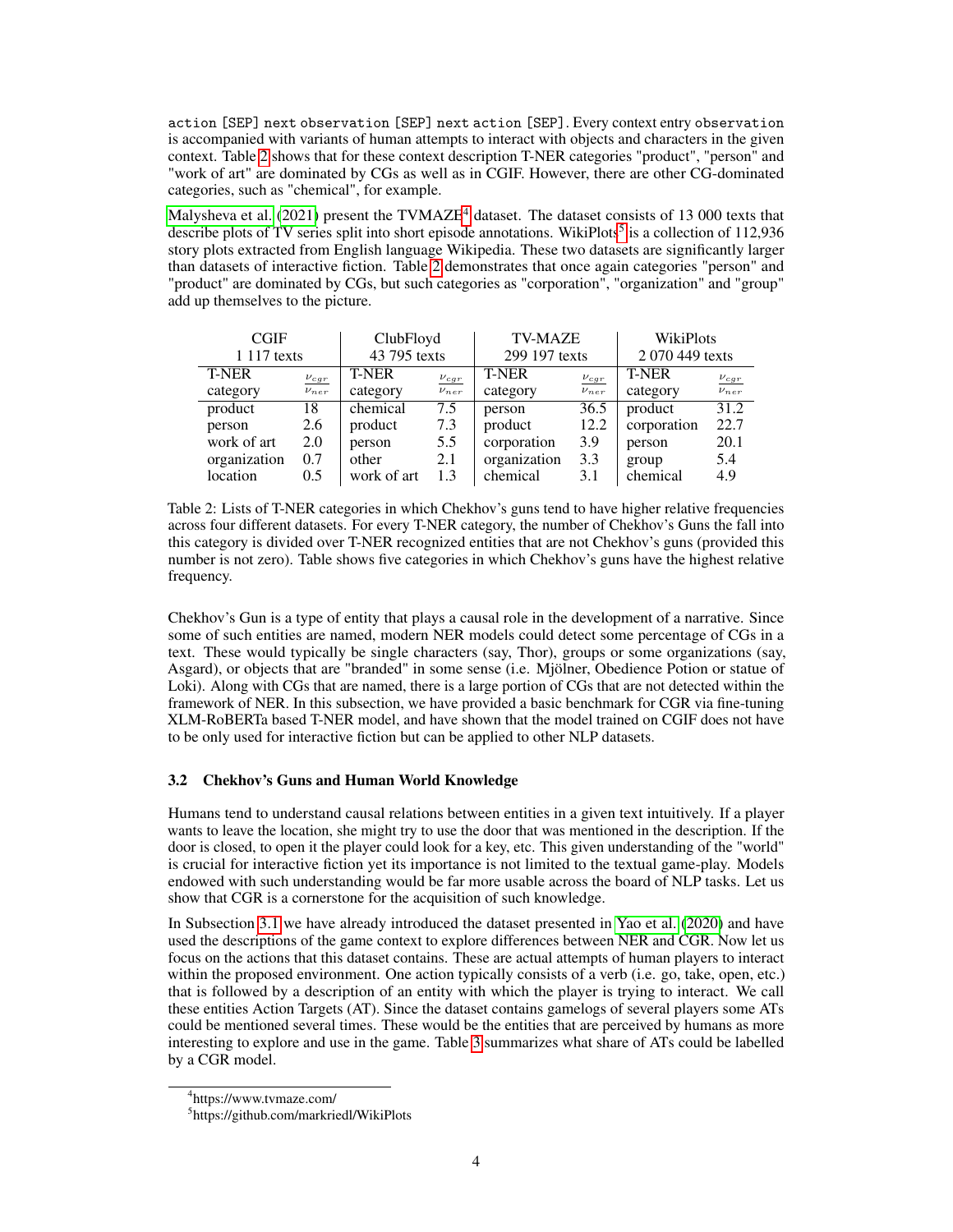`action [SEP] next observation [SEP] next action [SEP]`. Every context entry `observation` is accompanied with variants of human attempts to interact with objects and characters in the given context. Table 2 shows that for these context description T-NER categories "product", "person" and "work of art" are dominated by CGs as well as in CGIF. However, there are other CG-dominated categories, such as "chemical", for example.

Malysheva et al. (2021) present the TVMAZE[4] dataset. The dataset consists of 13 000 texts that describe plots of TV series split into short episode annotations. WikiPlots[5] is a collection of 112,936 story plots extracted from English language Wikipedia. These two datasets are significantly larger than datasets of interactive fiction. Table 2 demonstrates that once again categories "person" and "product" are dominated by CGs, but such categories as "corporation", "organization" and "group" add up themselves to the picture.

| CGIF 1 117 texts | | ClubFloyd 43 795 texts | | TV-MAZE 299 197 texts | | WikiPlots 2 070 449 texts | |
|---|---|---|---|---|---|---|---|
| T-NER category | $\frac{\nu_{cgr}}{\nu_{ner}}$ | T-NER category | $\frac{\nu_{cgr}}{\nu_{ner}}$ | T-NER category | $\frac{\nu_{cgr}}{\nu_{ner}}$ | T-NER category | $\frac{\nu_{cgr}}{\nu_{ner}}$ |
| product | 18 | chemical | 7.5 | person | 36.5 | product | 31.2 |
| person | 2.6 | product | 7.3 | product | 12.2 | corporation | 22.7 |
| work of art | 2.0 | person | 5.5 | corporation | 3.9 | person | 20.1 |
| organization | 0.7 | other | 2.1 | organization | 3.3 | group | 5.4 |
| location | 0.5 | work of art | 1.3 | chemical | 3.1 | chemical | 4.9 |

Table 2: Lists of T-NER categories in which Chekhov's guns tend to have higher relative frequencies across four different datasets. For every T-NER category, the number of Chekhov's Guns the fall into this category is divided over T-NER recognized entities that are not Chekhov's guns (provided this number is not zero). Table shows five categories in which Chekhov's guns have the highest relative frequency.

Chekhov's Gun is a type of entity that plays a causal role in the development of a narrative. Since some of such entities are named, modern NER models could detect some percentage of CGs in a text. These would typically be single characters (say, Thor), groups or some organizations (say, Asgard), or objects that are "branded" in some sense (i.e. Mjölner, Obedience Potion or statue of Loki). Along with CGs that are named, there is a large portion of CGs that are not detected within the framework of NER. In this subsection, we have provided a basic benchmark for CGR via fine-tuning XLM-RoBERTa based T-NER model, and have shown that the model trained on CGIF does not have to be only used for interactive fiction but can be applied to other NLP datasets.

### 3.2 Chekhov's Guns and Human World Knowledge

Humans tend to understand causal relations between entities in a given text intuitively. If a player wants to leave the location, she might try to use the door that was mentioned in the description. If the door is closed, to open it the player could look for a key, etc. This given understanding of the "world" is crucial for interactive fiction yet its importance is not limited to the textual game-play. Models endowed with such understanding would be far more usable across the board of NLP tasks. Let us show that CGR is a cornerstone for the acquisition of such knowledge.

In Subsection 3.1 we have already introduced the dataset presented in Yao et al. (2020) and have used the descriptions of the game context to explore differences between NER and CGR. Now let us focus on the actions that this dataset contains. These are actual attempts of human players to interact within the proposed environment. One action typically consists of a verb (i.e. go, take, open, etc.) that is followed by a description of an entity with which the player is trying to interact. We call these entities Action Targets (AT). Since the dataset contains gamelogs of several players some ATs could be mentioned several times. These would be the entities that are perceived by humans as more interesting to explore and use in the game. Table 3 summarizes what share of ATs could be labelled by a CGR model.

[4] https://www.tvmaze.com/

[5] https://github.com/markriedl/WikiPlots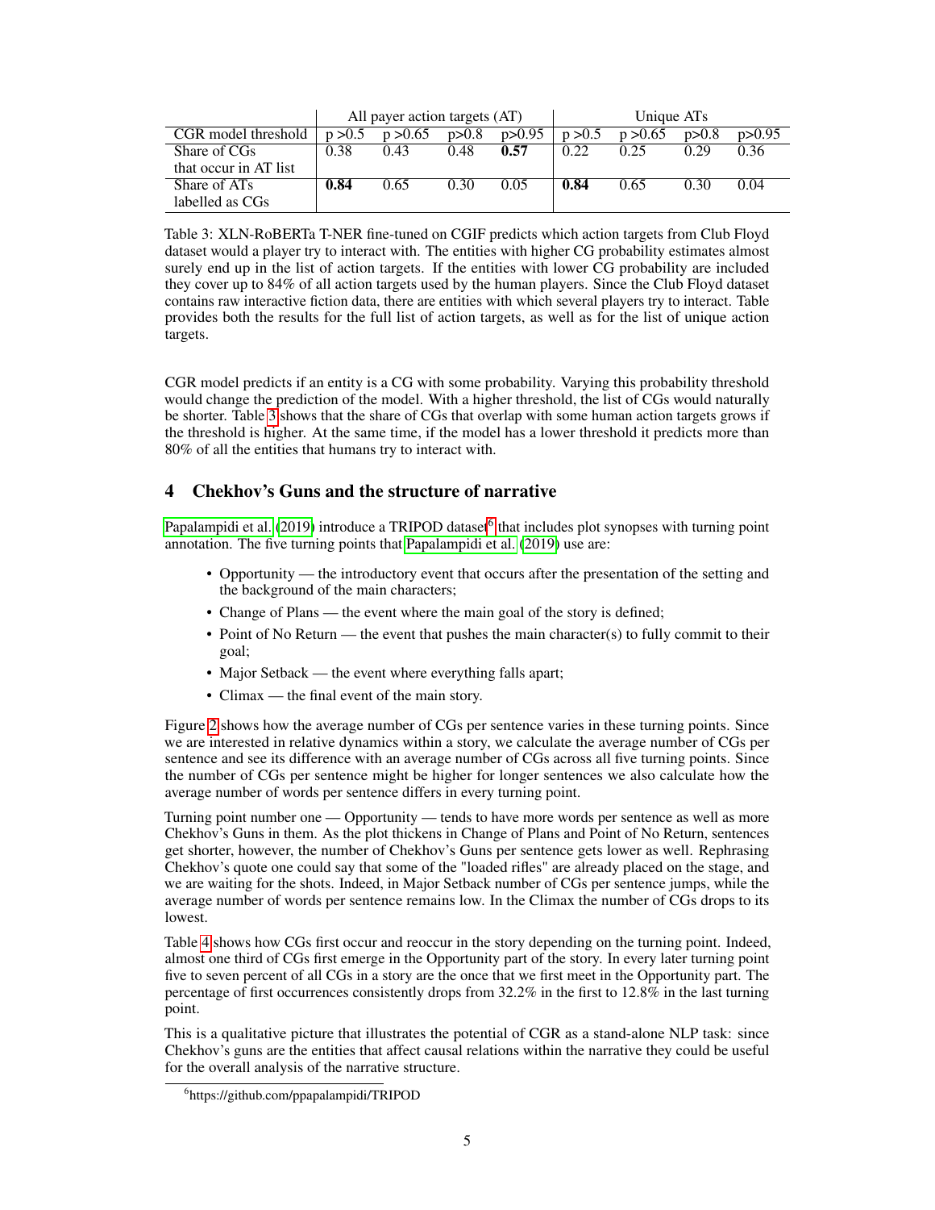| | All payer action targets (AT) | | | | Unique ATs | | | |
|---|---|---|---|---|---|---|---|---|
| CGR model threshold | p >0.5 | p >0.65 | p>0.8 | p>0.95 | p >0.5 | p >0.65 | p>0.8 | p>0.95 |
| Share of CGs that occur in AT list | 0.38 | 0.43 | 0.48 | **0.57** | 0.22 | 0.25 | 0.29 | 0.36 |
| Share of ATs labelled as CGs | **0.84** | 0.65 | 0.30 | 0.05 | **0.84** | 0.65 | 0.30 | 0.04 |

Table 3: XLN-RoBERTa T-NER fine-tuned on CGIF predicts which action targets from Club Floyd dataset would a player try to interact with. The entities with higher CG probability estimates almost surely end up in the list of action targets. If the entities with lower CG probability are included they cover up to 84% of all action targets used by the human players. Since the Club Floyd dataset contains raw interactive fiction data, there are entities with which several players try to interact. Table provides both the results for the full list of action targets, as well as for the list of unique action targets.

CGR model predicts if an entity is a CG with some probability. Varying this probability threshold would change the prediction of the model. With a higher threshold, the list of CGs would naturally be shorter. Table 3 shows that the share of CGs that overlap with some human action targets grows if the threshold is higher. At the same time, if the model has a lower threshold it predicts more than 80% of all the entities that humans try to interact with.

## 4 Chekhov's Guns and the structure of narrative

Papalampidi et al. (2019) introduce a TRIPOD dataset[6] that includes plot synopses with turning point annotation. The five turning points that Papalampidi et al. (2019) use are:

- Opportunity — the introductory event that occurs after the presentation of the setting and the background of the main characters;
- Change of Plans — the event where the main goal of the story is defined;
- Point of No Return — the event that pushes the main character(s) to fully commit to their goal;
- Major Setback — the event where everything falls apart;
- Climax — the final event of the main story.

Figure 2 shows how the average number of CGs per sentence varies in these turning points. Since we are interested in relative dynamics within a story, we calculate the average number of CGs per sentence and see its difference with an average number of CGs across all five turning points. Since the number of CGs per sentence might be higher for longer sentences we also calculate how the average number of words per sentence differs in every turning point.

Turning point number one — Opportunity — tends to have more words per sentence as well as more Chekhov's Guns in them. As the plot thickens in Change of Plans and Point of No Return, sentences get shorter, however, the number of Chekhov's Guns per sentence gets lower as well. Rephrasing Chekhov's quote one could say that some of the "loaded rifles" are already placed on the stage, and we are waiting for the shots. Indeed, in Major Setback number of CGs per sentence jumps, while the average number of words per sentence remains low. In the Climax the number of CGs drops to its lowest.

Table 4 shows how CGs first occur and reoccur in the story depending on the turning point. Indeed, almost one third of CGs first emerge in the Opportunity part of the story. In every later turning point five to seven percent of all CGs in a story are the once that we first meet in the Opportunity part. The percentage of first occurrences consistently drops from 32.2% in the first to 12.8% in the last turning point.

This is a qualitative picture that illustrates the potential of CGR as a stand-alone NLP task: since Chekhov's guns are the entities that affect causal relations within the narrative they could be useful for the overall analysis of the narrative structure.

[6]https://github.com/ppapalampidi/TRIPOD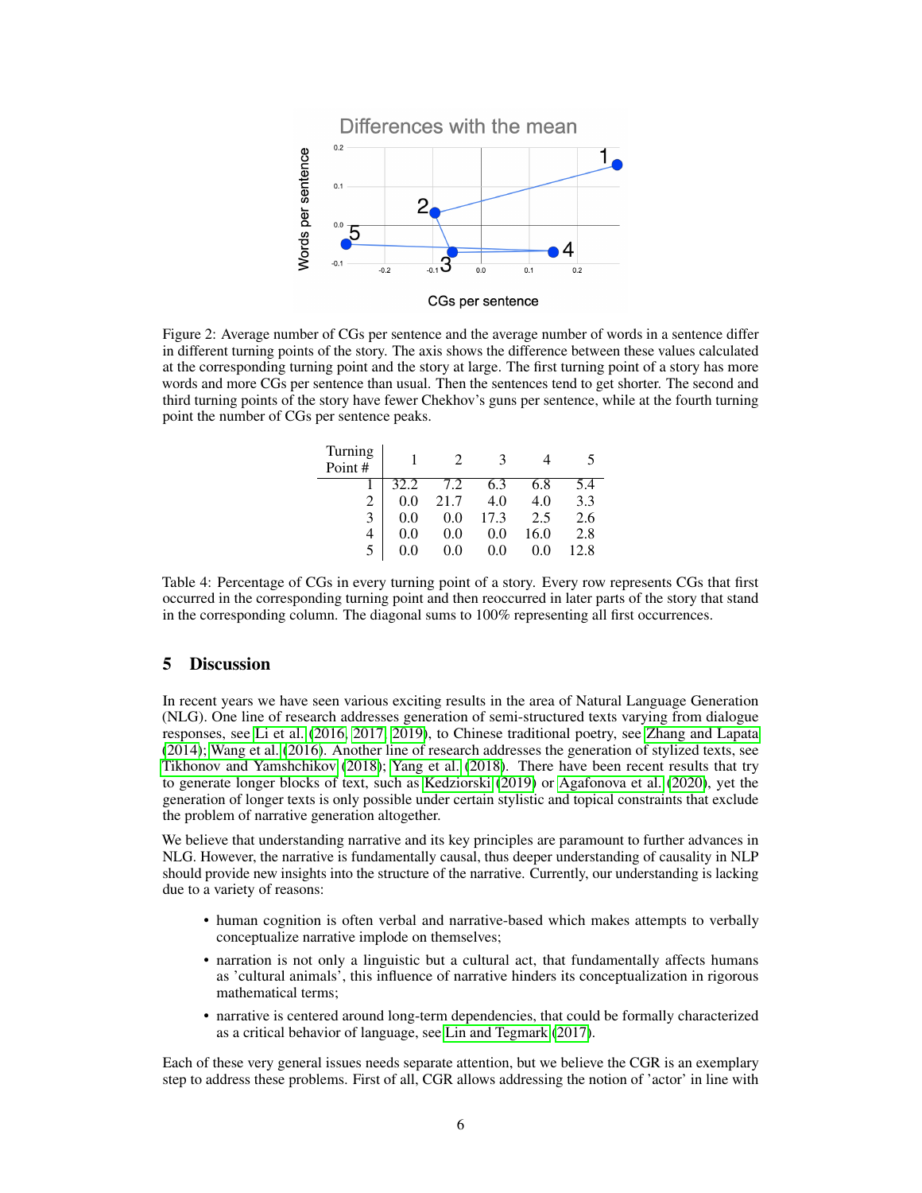Figure 2: Average number of CGs per sentence and the average number of words in a sentence differ in different turning points of the story. The axis shows the difference between these values calculated at the corresponding turning point and the story at large. The first turning point of a story has more words and more CGs per sentence than usual. Then the sentences tend to get shorter. The second and third turning points of the story have fewer Chekhov's guns per sentence, while at the fourth turning point the number of CGs per sentence peaks.

| Turning Point # | 1 | 2 | 3 | 4 | 5 |
|---|---|---|---|---|---|
| 1 | 32.2 | 7.2 | 6.3 | 6.8 | 5.4 |
| 2 | 0.0 | 21.7 | 4.0 | 4.0 | 3.3 |
| 3 | 0.0 | 0.0 | 17.3 | 2.5 | 2.6 |
| 4 | 0.0 | 0.0 | 0.0 | 16.0 | 2.8 |
| 5 | 0.0 | 0.0 | 0.0 | 0.0 | 12.8 |

Table 4: Percentage of CGs in every turning point of a story. Every row represents CGs that first occurred in the corresponding turning point and then reoccurred in later parts of the story that stand in the corresponding column. The diagonal sums to 100% representing all first occurrences.

## 5 Discussion

In recent years we have seen various exciting results in the area of Natural Language Generation (NLG). One line of research addresses generation of semi-structured texts varying from dialogue responses, see Li et al. (2016, 2017, 2019), to Chinese traditional poetry, see Zhang and Lapata (2014); Wang et al. (2016). Another line of research addresses the generation of stylized texts, see Tikhonov and Yamshchikov (2018); Yang et al. (2018). There have been recent results that try to generate longer blocks of text, such as Kedziorski (2019) or Agafonova et al. (2020), yet the generation of longer texts is only possible under certain stylistic and topical constraints that exclude the problem of narrative generation altogether.

We believe that understanding narrative and its key principles are paramount to further advances in NLG. However, the narrative is fundamentally causal, thus deeper understanding of causality in NLP should provide new insights into the structure of the narrative. Currently, our understanding is lacking due to a variety of reasons:

- human cognition is often verbal and narrative-based which makes attempts to verbally conceptualize narrative implode on themselves;
- narration is not only a linguistic but a cultural act, that fundamentally affects humans as 'cultural animals', this influence of narrative hinders its conceptualization in rigorous mathematical terms;
- narrative is centered around long-term dependencies, that could be formally characterized as a critical behavior of language, see Lin and Tegmark (2017).

Each of these very general issues needs separate attention, but we believe the CGR is an exemplary step to address these problems. First of all, CGR allows addressing the notion of 'actor' in line with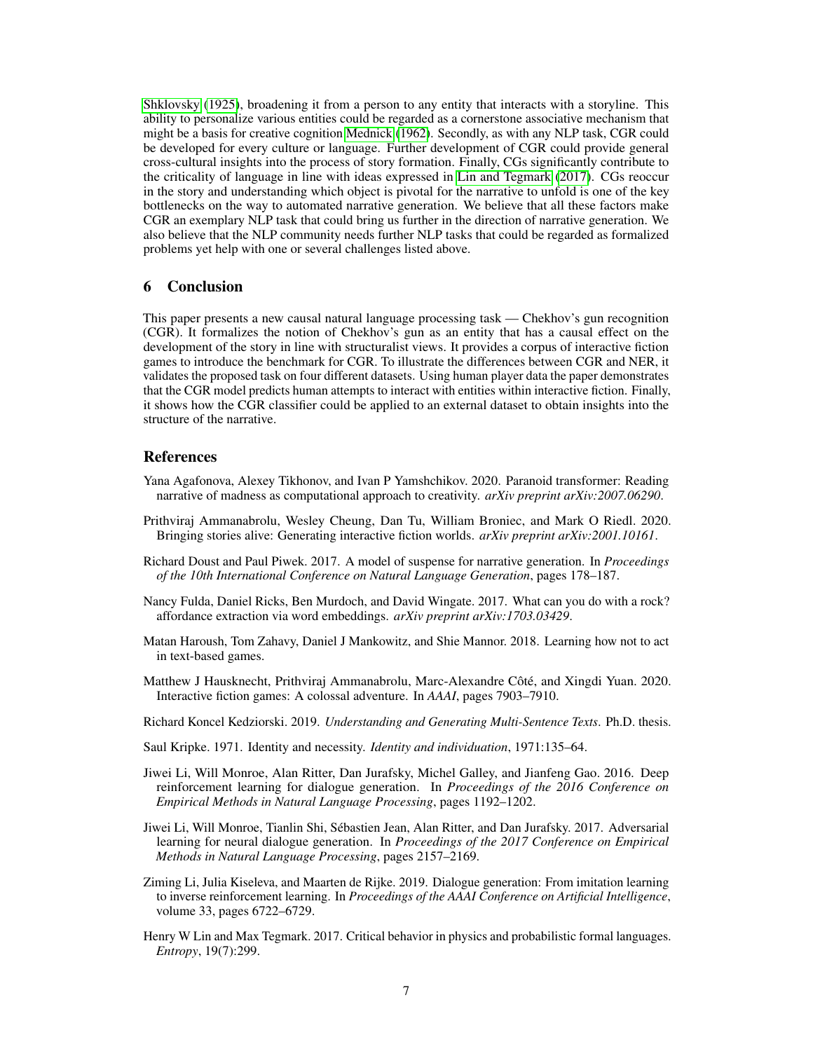Shklovsky (1925), broadening it from a person to any entity that interacts with a storyline. This ability to personalize various entities could be regarded as a cornerstone associative mechanism that might be a basis for creative cognition Mednick (1962). Secondly, as with any NLP task, CGR could be developed for every culture or language. Further development of CGR could provide general cross-cultural insights into the process of story formation. Finally, CGs significantly contribute to the criticality of language in line with ideas expressed in Lin and Tegmark (2017). CGs reoccur in the story and understanding which object is pivotal for the narrative to unfold is one of the key bottlenecks on the way to automated narrative generation. We believe that all these factors make CGR an exemplary NLP task that could bring us further in the direction of narrative generation. We also believe that the NLP community needs further NLP tasks that could be regarded as formalized problems yet help with one or several challenges listed above.

## 6 Conclusion

This paper presents a new causal natural language processing task — Chekhov's gun recognition (CGR). It formalizes the notion of Chekhov's gun as an entity that has a causal effect on the development of the story in line with structuralist views. It provides a corpus of interactive fiction games to introduce the benchmark for CGR. To illustrate the differences between CGR and NER, it validates the proposed task on four different datasets. Using human player data the paper demonstrates that the CGR model predicts human attempts to interact with entities within interactive fiction. Finally, it shows how the CGR classifier could be applied to an external dataset to obtain insights into the structure of the narrative.

## References

Yana Agafonova, Alexey Tikhonov, and Ivan P Yamshchikov. 2020. Paranoid transformer: Reading narrative of madness as computational approach to creativity. *arXiv preprint arXiv:2007.06290*.

Prithviraj Ammanabrolu, Wesley Cheung, Dan Tu, William Broniec, and Mark O Riedl. 2020. Bringing stories alive: Generating interactive fiction worlds. *arXiv preprint arXiv:2001.10161*.

Richard Doust and Paul Piwek. 2017. A model of suspense for narrative generation. In *Proceedings of the 10th International Conference on Natural Language Generation*, pages 178–187.

Nancy Fulda, Daniel Ricks, Ben Murdoch, and David Wingate. 2017. What can you do with a rock? affordance extraction via word embeddings. *arXiv preprint arXiv:1703.03429*.

Matan Haroush, Tom Zahavy, Daniel J Mankowitz, and Shie Mannor. 2018. Learning how not to act in text-based games.

Matthew J Hausknecht, Prithviraj Ammanabrolu, Marc-Alexandre Côté, and Xingdi Yuan. 2020. Interactive fiction games: A colossal adventure. In *AAAI*, pages 7903–7910.

Richard Koncel Kedziorski. 2019. *Understanding and Generating Multi-Sentence Texts*. Ph.D. thesis.

Saul Kripke. 1971. Identity and necessity. *Identity and individuation*, 1971:135–64.

Jiwei Li, Will Monroe, Alan Ritter, Dan Jurafsky, Michel Galley, and Jianfeng Gao. 2016. Deep reinforcement learning for dialogue generation. In *Proceedings of the 2016 Conference on Empirical Methods in Natural Language Processing*, pages 1192–1202.

Jiwei Li, Will Monroe, Tianlin Shi, Sébastien Jean, Alan Ritter, and Dan Jurafsky. 2017. Adversarial learning for neural dialogue generation. In *Proceedings of the 2017 Conference on Empirical Methods in Natural Language Processing*, pages 2157–2169.

Ziming Li, Julia Kiseleva, and Maarten de Rijke. 2019. Dialogue generation: From imitation learning to inverse reinforcement learning. In *Proceedings of the AAAI Conference on Artificial Intelligence*, volume 33, pages 6722–6729.

Henry W Lin and Max Tegmark. 2017. Critical behavior in physics and probabilistic formal languages. *Entropy*, 19(7):299.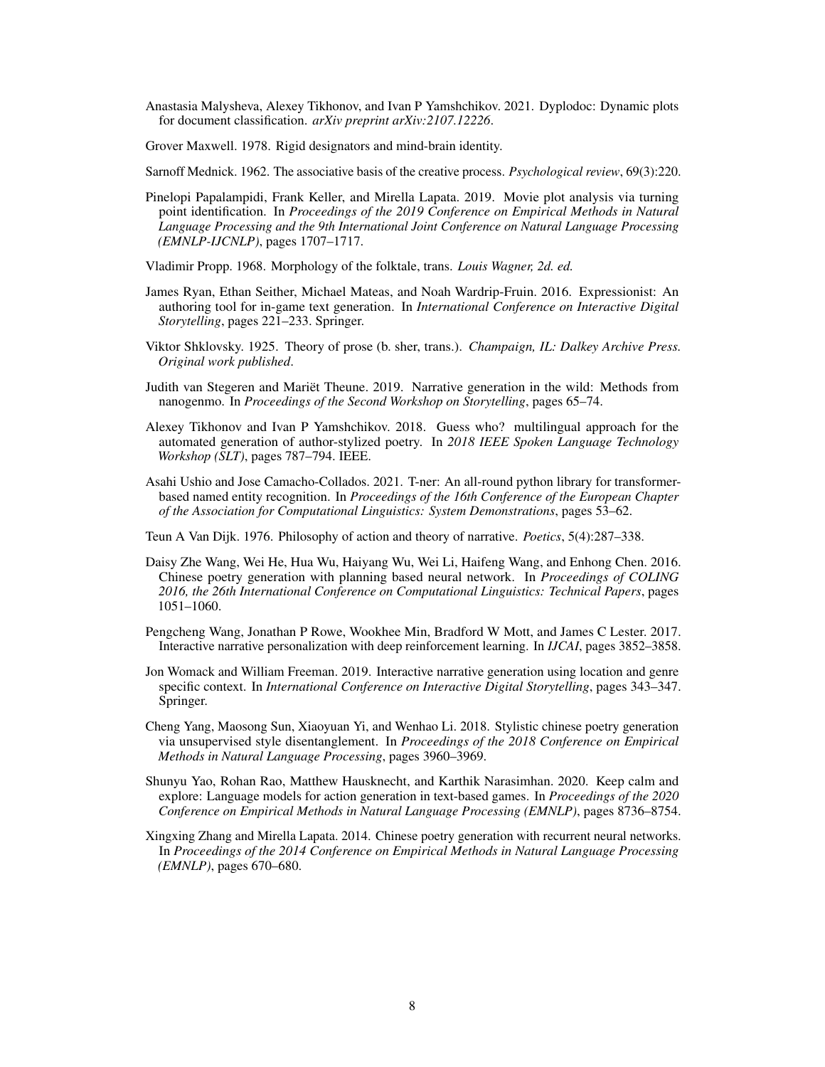Anastasia Malysheva, Alexey Tikhonov, and Ivan P Yamshchikov. 2021. Dyplodoc: Dynamic plots for document classification. *arXiv preprint arXiv:2107.12226*.

Grover Maxwell. 1978. Rigid designators and mind-brain identity.

Sarnoff Mednick. 1962. The associative basis of the creative process. *Psychological review*, 69(3):220.

Pinelopi Papalampidi, Frank Keller, and Mirella Lapata. 2019. Movie plot analysis via turning point identification. In *Proceedings of the 2019 Conference on Empirical Methods in Natural Language Processing and the 9th International Joint Conference on Natural Language Processing (EMNLP-IJCNLP)*, pages 1707–1717.

Vladimir Propp. 1968. Morphology of the folktale, trans. *Louis Wagner, 2d. ed.*

James Ryan, Ethan Seither, Michael Mateas, and Noah Wardrip-Fruin. 2016. Expressionist: An authoring tool for in-game text generation. In *International Conference on Interactive Digital Storytelling*, pages 221–233. Springer.

Viktor Shklovsky. 1925. Theory of prose (b. sher, trans.). *Champaign, IL: Dalkey Archive Press. Original work published*.

Judith van Stegeren and Mariët Theune. 2019. Narrative generation in the wild: Methods from nanogenmo. In *Proceedings of the Second Workshop on Storytelling*, pages 65–74.

Alexey Tikhonov and Ivan P Yamshchikov. 2018. Guess who? multilingual approach for the automated generation of author-stylized poetry. In *2018 IEEE Spoken Language Technology Workshop (SLT)*, pages 787–794. IEEE.

Asahi Ushio and Jose Camacho-Collados. 2021. T-ner: An all-round python library for transformer-based named entity recognition. In *Proceedings of the 16th Conference of the European Chapter of the Association for Computational Linguistics: System Demonstrations*, pages 53–62.

Teun A Van Dijk. 1976. Philosophy of action and theory of narrative. *Poetics*, 5(4):287–338.

Daisy Zhe Wang, Wei He, Hua Wu, Haiyang Wu, Wei Li, Haifeng Wang, and Enhong Chen. 2016. Chinese poetry generation with planning based neural network. In *Proceedings of COLING 2016, the 26th International Conference on Computational Linguistics: Technical Papers*, pages 1051–1060.

Pengcheng Wang, Jonathan P Rowe, Wookhee Min, Bradford W Mott, and James C Lester. 2017. Interactive narrative personalization with deep reinforcement learning. In *IJCAI*, pages 3852–3858.

Jon Womack and William Freeman. 2019. Interactive narrative generation using location and genre specific context. In *International Conference on Interactive Digital Storytelling*, pages 343–347. Springer.

Cheng Yang, Maosong Sun, Xiaoyuan Yi, and Wenhao Li. 2018. Stylistic chinese poetry generation via unsupervised style disentanglement. In *Proceedings of the 2018 Conference on Empirical Methods in Natural Language Processing*, pages 3960–3969.

Shunyu Yao, Rohan Rao, Matthew Hausknecht, and Karthik Narasimhan. 2020. Keep calm and explore: Language models for action generation in text-based games. In *Proceedings of the 2020 Conference on Empirical Methods in Natural Language Processing (EMNLP)*, pages 8736–8754.

Xingxing Zhang and Mirella Lapata. 2014. Chinese poetry generation with recurrent neural networks. In *Proceedings of the 2014 Conference on Empirical Methods in Natural Language Processing (EMNLP)*, pages 670–680.